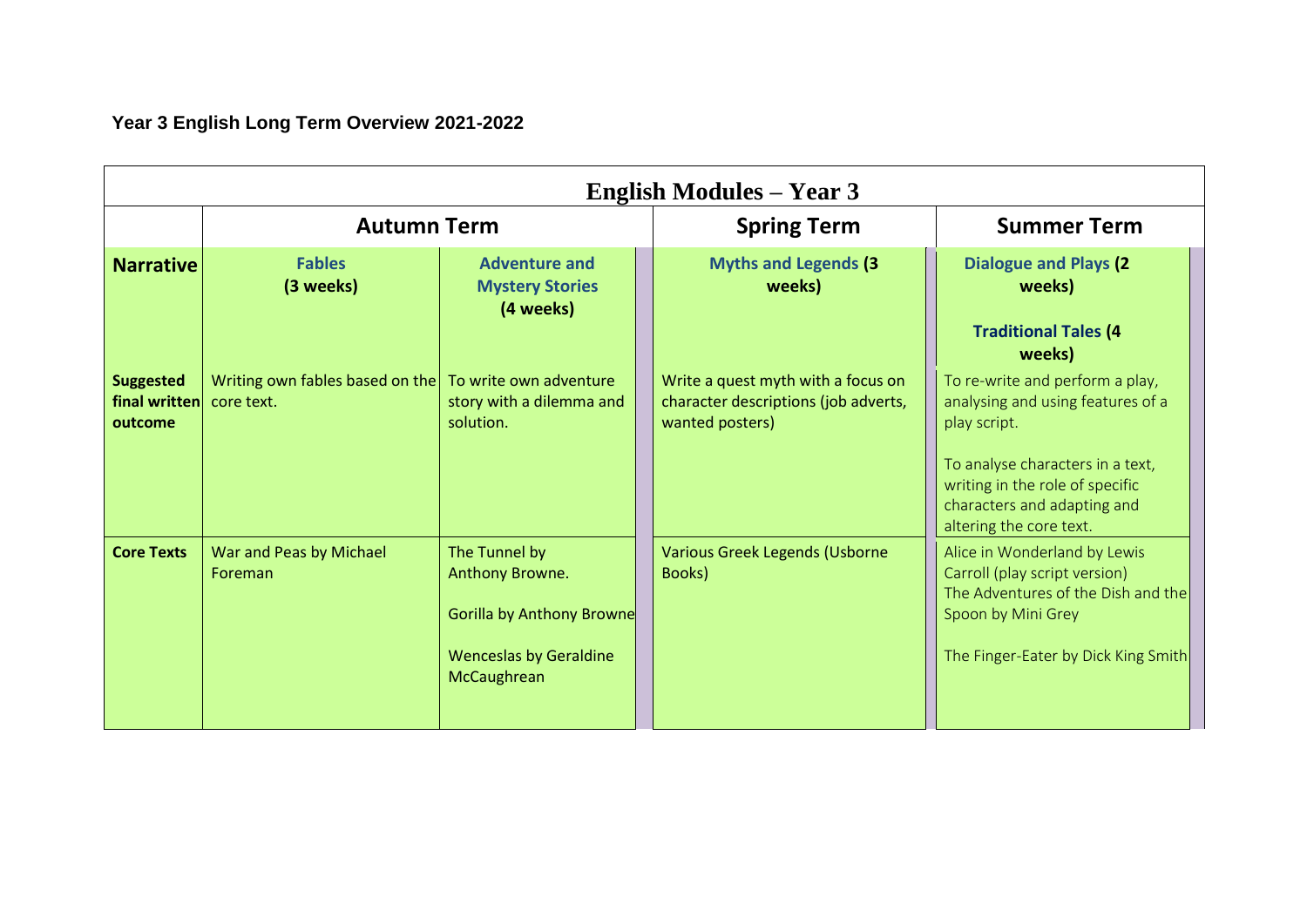# Year 3 English Long Term Overview 2021-2022

| English Modules – Year 3 | | | | |
|---|---|---|---|---|
| | **Autumn Term** | | **Spring Term** | **Summer Term** |
| **Narrative** | **Fables (3 weeks)** | **Adventure and Mystery Stories (4 weeks)** | **Myths and Legends (3 weeks)** | **Dialogue and Plays (2 weeks)**<br><br>**Traditional Tales (4 weeks)** |
| **Suggested final written outcome** | Writing own fables based on the core text. | To write own adventure story with a dilemma and solution. | Write a quest myth with a focus on character descriptions (job adverts, wanted posters) | To re-write and perform a play, analysing and using features of a play script.<br><br>To analyse characters in a text, writing in the role of specific characters and adapting and altering the core text. |
| **Core Texts** | War and Peas by Michael Foreman | The Tunnel by Anthony Browne.<br><br>Gorilla by Anthony Browne<br><br>Wenceslas by Geraldine McCaughrean | Various Greek Legends (Usborne Books) | Alice in Wonderland by Lewis Carroll (play script version)<br>The Adventures of the Dish and the Spoon by Mini Grey<br><br>The Finger-Eater by Dick King Smith |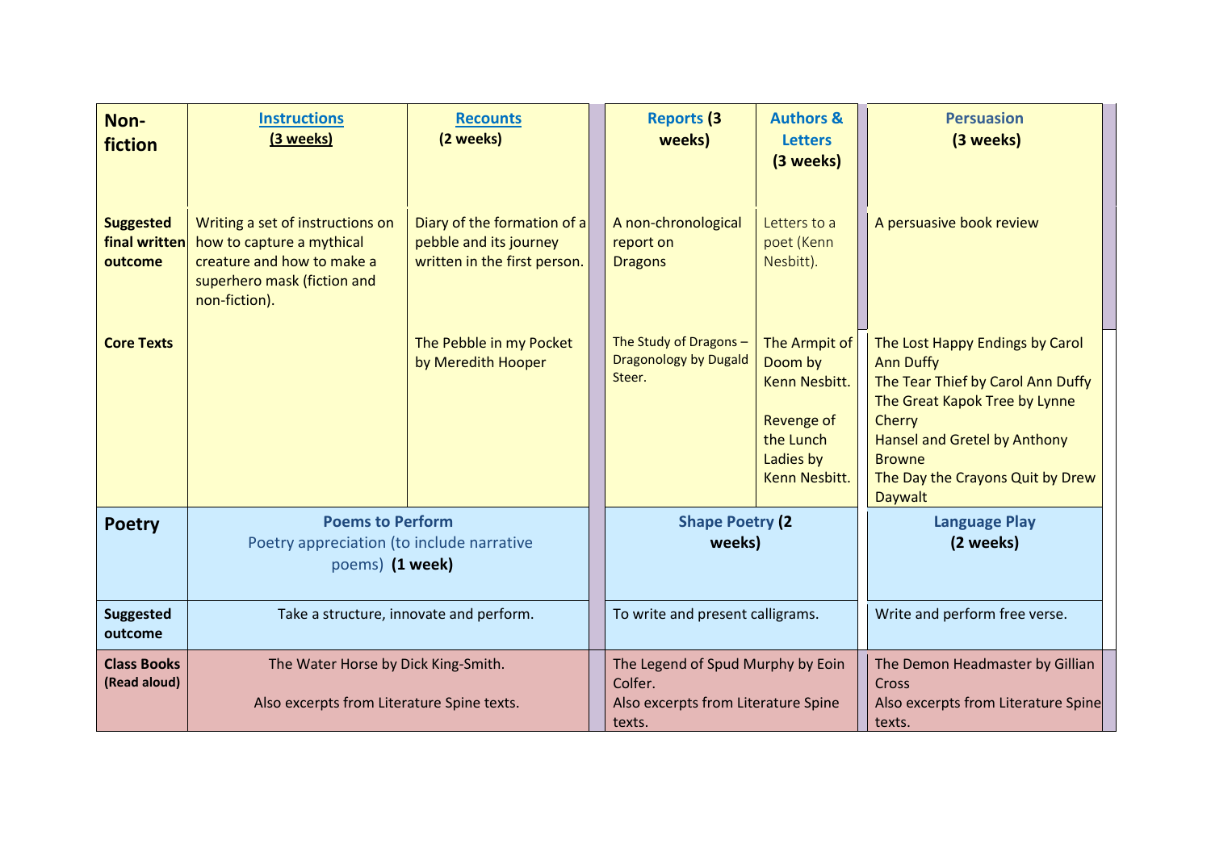| | | | | | |
|---|---|---|---|---|---|
| **Non-fiction** | **Instructions (3 weeks)** | **Recounts (2 weeks)** | **Reports (3 weeks)** | **Authors & Letters (3 weeks)** | **Persuasion (3 weeks)** |
| **Suggested final written outcome** | Writing a set of instructions on how to capture a mythical creature and how to make a superhero mask (fiction and non-fiction). | Diary of the formation of a pebble and its journey written in the first person. | A non-chronological report on Dragons | Letters to a poet (Kenn Nesbitt). | A persuasive book review |
| **Core Texts** | | The Pebble in my Pocket by Meredith Hooper | The Study of Dragons – Dragonology by Dugald Steer. | The Armpit of Doom by Kenn Nesbitt.<br><br>Revenge of the Lunch Ladies by Kenn Nesbitt. | The Lost Happy Endings by Carol Ann Duffy<br>The Tear Thief by Carol Ann Duffy<br>The Great Kapok Tree by Lynne Cherry<br>Hansel and Gretel by Anthony Browne<br>The Day the Crayons Quit by Drew Daywalt |
| **Poetry** | **Poems to Perform** Poetry appreciation (to include narrative poems) **(1 week)** | | **Shape Poetry (2 weeks)** | | **Language Play (2 weeks)** |
| **Suggested outcome** | Take a structure, innovate and perform. | | To write and present calligrams. | | Write and perform free verse. |
| **Class Books (Read aloud)** | The Water Horse by Dick King-Smith.<br><br>Also excerpts from Literature Spine texts. | | The Legend of Spud Murphy by Eoin Colfer.<br>Also excerpts from Literature Spine texts. | | The Demon Headmaster by Gillian Cross<br>Also excerpts from Literature Spine texts. |